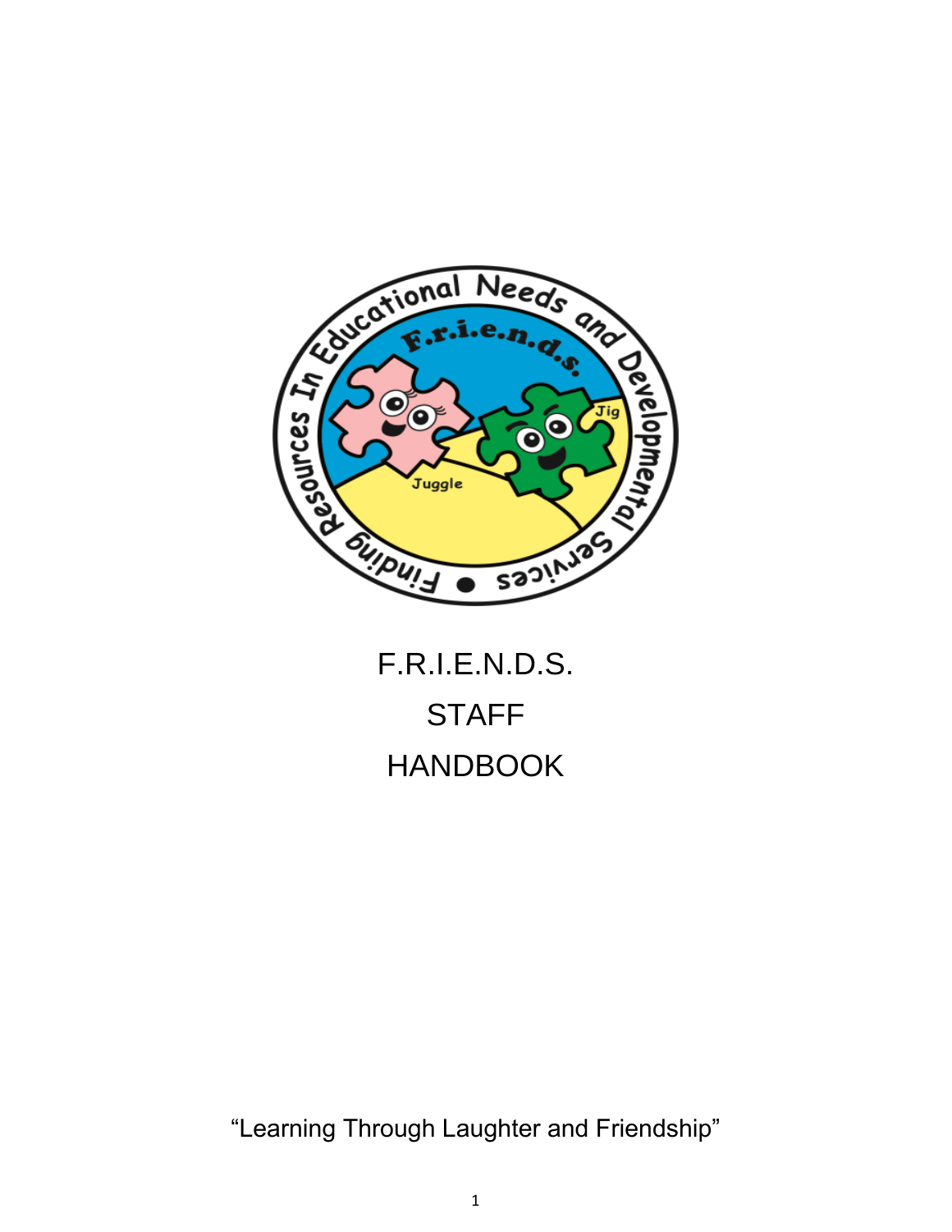# F.R.I.E.N.D.S.

# STAFF

# HANDBOOK

"Learning Through Laughter and Friendship"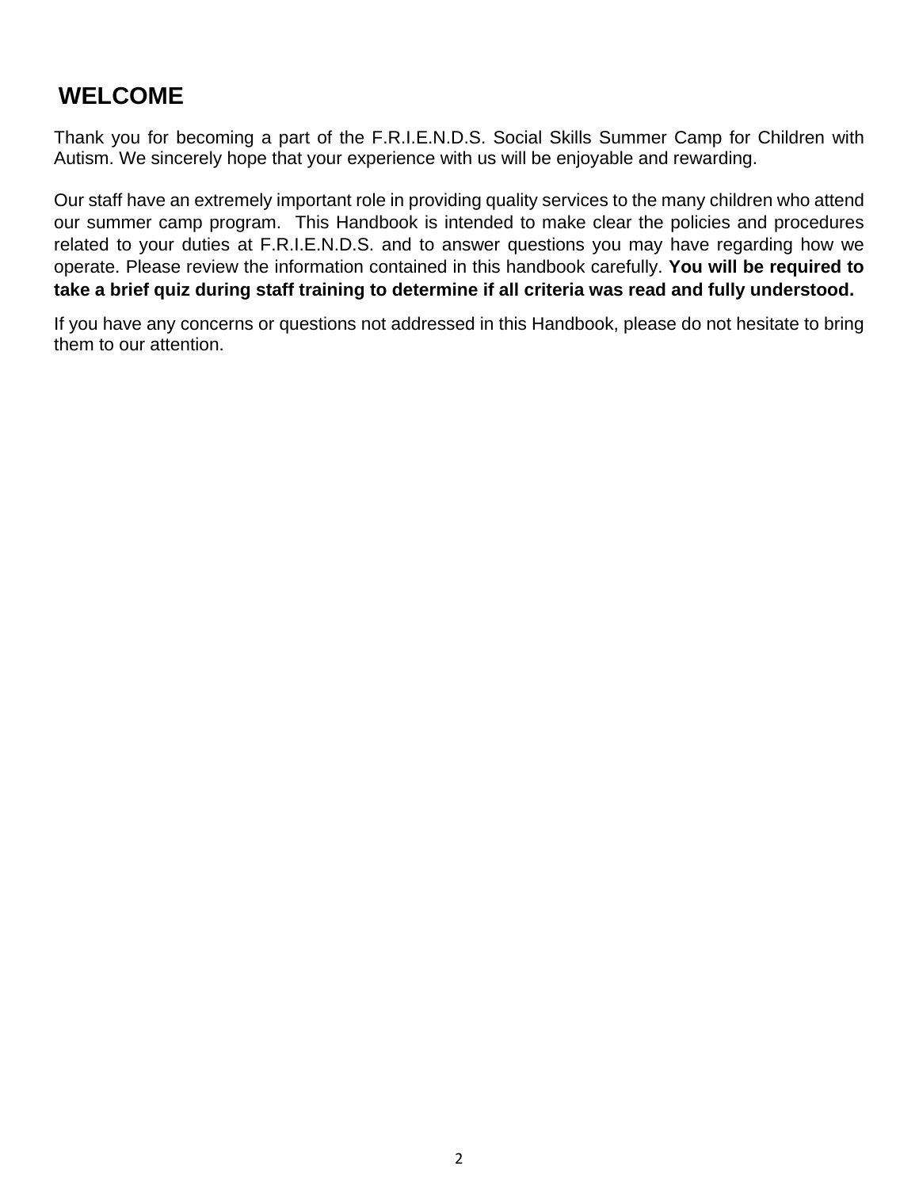# WELCOME

Thank you for becoming a part of the F.R.I.E.N.D.S. Social Skills Summer Camp for Children with Autism. We sincerely hope that your experience with us will be enjoyable and rewarding.

Our staff have an extremely important role in providing quality services to the many children who attend our summer camp program. This Handbook is intended to make clear the policies and procedures related to your duties at F.R.I.E.N.D.S. and to answer questions you may have regarding how we operate. Please review the information contained in this handbook carefully. **You will be required to take a brief quiz during staff training to determine if all criteria was read and fully understood.**

If you have any concerns or questions not addressed in this Handbook, please do not hesitate to bring them to our attention.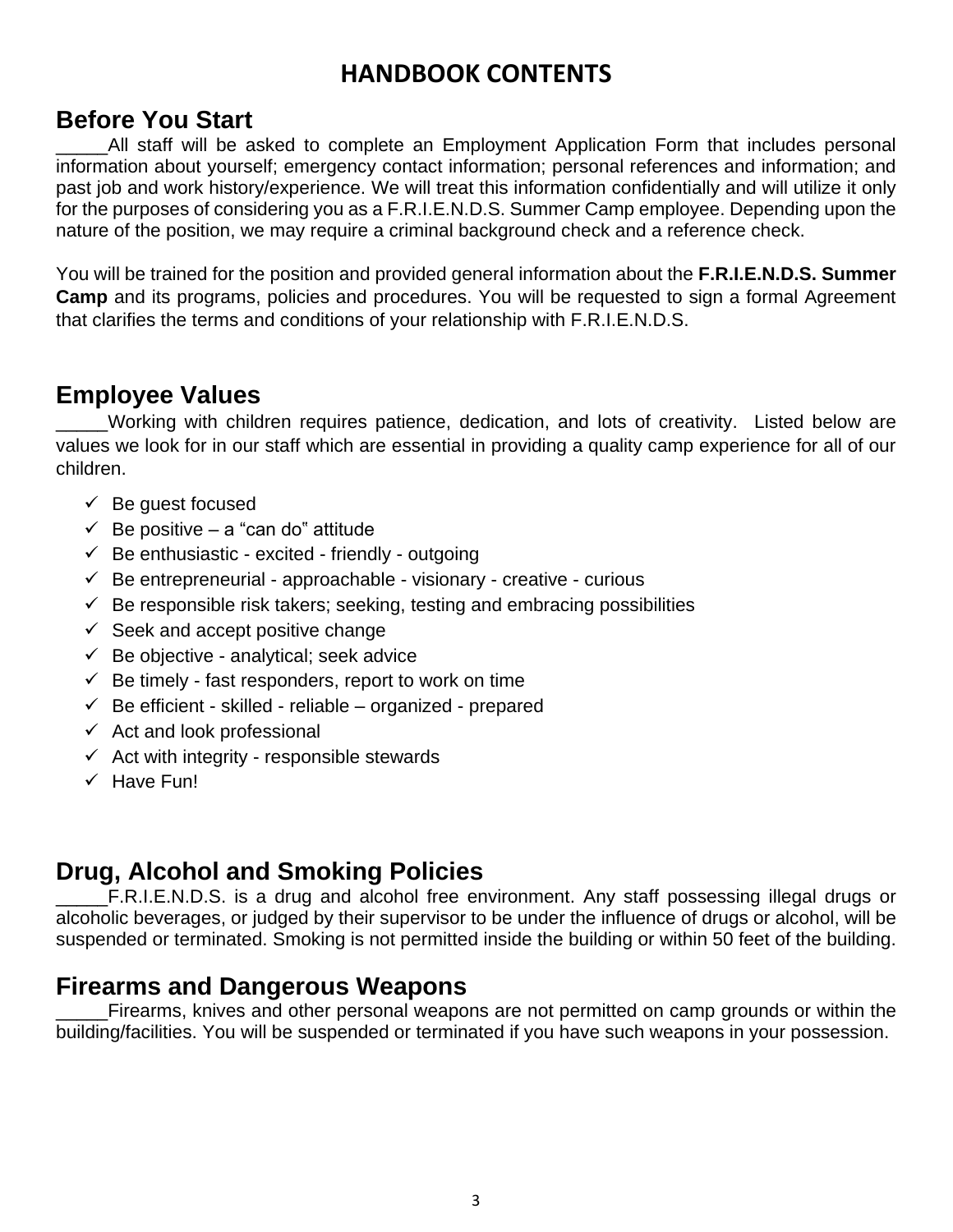# HANDBOOK CONTENTS

## Before You Start

_____All staff will be asked to complete an Employment Application Form that includes personal information about yourself; emergency contact information; personal references and information; and past job and work history/experience. We will treat this information confidentially and will utilize it only for the purposes of considering you as a F.R.I.E.N.D.S. Summer Camp employee. Depending upon the nature of the position, we may require a criminal background check and a reference check.

You will be trained for the position and provided general information about the **F.R.I.E.N.D.S. Summer Camp** and its programs, policies and procedures. You will be requested to sign a formal Agreement that clarifies the terms and conditions of your relationship with F.R.I.E.N.D.S.

## Employee Values

_____Working with children requires patience, dedication, and lots of creativity. Listed below are values we look for in our staff which are essential in providing a quality camp experience for all of our children.

- ✓ Be guest focused
- ✓ Be positive – a "can do" attitude
- ✓ Be enthusiastic - excited - friendly - outgoing
- ✓ Be entrepreneurial - approachable - visionary - creative - curious
- ✓ Be responsible risk takers; seeking, testing and embracing possibilities
- ✓ Seek and accept positive change
- ✓ Be objective - analytical; seek advice
- ✓ Be timely - fast responders, report to work on time
- ✓ Be efficient - skilled - reliable – organized - prepared
- ✓ Act and look professional
- ✓ Act with integrity - responsible stewards
- ✓ Have Fun!

## Drug, Alcohol and Smoking Policies

_____F.R.I.E.N.D.S. is a drug and alcohol free environment. Any staff possessing illegal drugs or alcoholic beverages, or judged by their supervisor to be under the influence of drugs or alcohol, will be suspended or terminated. Smoking is not permitted inside the building or within 50 feet of the building.

## Firearms and Dangerous Weapons

_____Firearms, knives and other personal weapons are not permitted on camp grounds or within the building/facilities. You will be suspended or terminated if you have such weapons in your possession.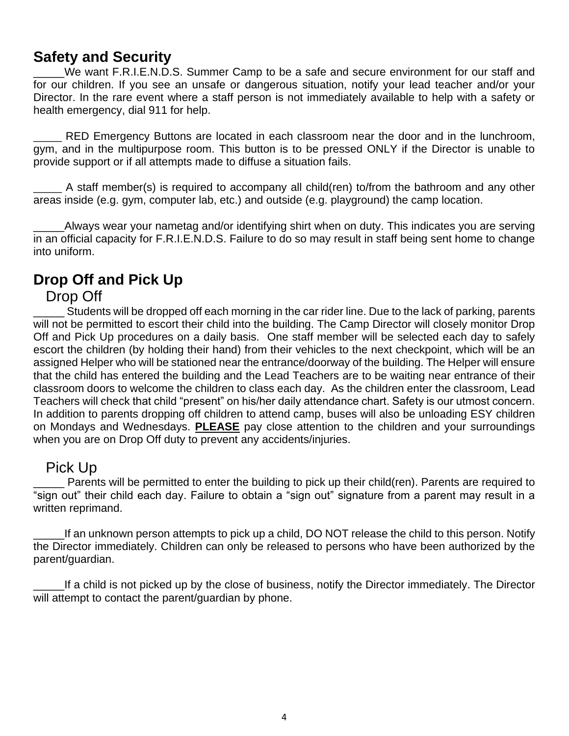## Safety and Security

_____We want F.R.I.E.N.D.S. Summer Camp to be a safe and secure environment for our staff and for our children. If you see an unsafe or dangerous situation, notify your lead teacher and/or your Director. In the rare event where a staff person is not immediately available to help with a safety or health emergency, dial 911 for help.

_____ RED Emergency Buttons are located in each classroom near the door and in the lunchroom, gym, and in the multipurpose room. This button is to be pressed ONLY if the Director is unable to provide support or if all attempts made to diffuse a situation fails.

_____ A staff member(s) is required to accompany all child(ren) to/from the bathroom and any other areas inside (e.g. gym, computer lab, etc.) and outside (e.g. playground) the camp location.

_____Always wear your nametag and/or identifying shirt when on duty. This indicates you are serving in an official capacity for F.R.I.E.N.D.S. Failure to do so may result in staff being sent home to change into uniform.

## Drop Off and Pick Up

### Drop Off

_____ Students will be dropped off each morning in the car rider line. Due to the lack of parking, parents will not be permitted to escort their child into the building. The Camp Director will closely monitor Drop Off and Pick Up procedures on a daily basis. One staff member will be selected each day to safely escort the children (by holding their hand) from their vehicles to the next checkpoint, which will be an assigned Helper who will be stationed near the entrance/doorway of the building. The Helper will ensure that the child has entered the building and the Lead Teachers are to be waiting near entrance of their classroom doors to welcome the children to class each day. As the children enter the classroom, Lead Teachers will check that child "present" on his/her daily attendance chart. Safety is our utmost concern. In addition to parents dropping off children to attend camp, buses will also be unloading ESY children on Mondays and Wednesdays. **PLEASE** pay close attention to the children and your surroundings when you are on Drop Off duty to prevent any accidents/injuries.

### Pick Up

_____ Parents will be permitted to enter the building to pick up their child(ren). Parents are required to "sign out" their child each day. Failure to obtain a "sign out" signature from a parent may result in a written reprimand.

_____If an unknown person attempts to pick up a child, DO NOT release the child to this person. Notify the Director immediately. Children can only be released to persons who have been authorized by the parent/guardian.

_____If a child is not picked up by the close of business, notify the Director immediately. The Director will attempt to contact the parent/guardian by phone.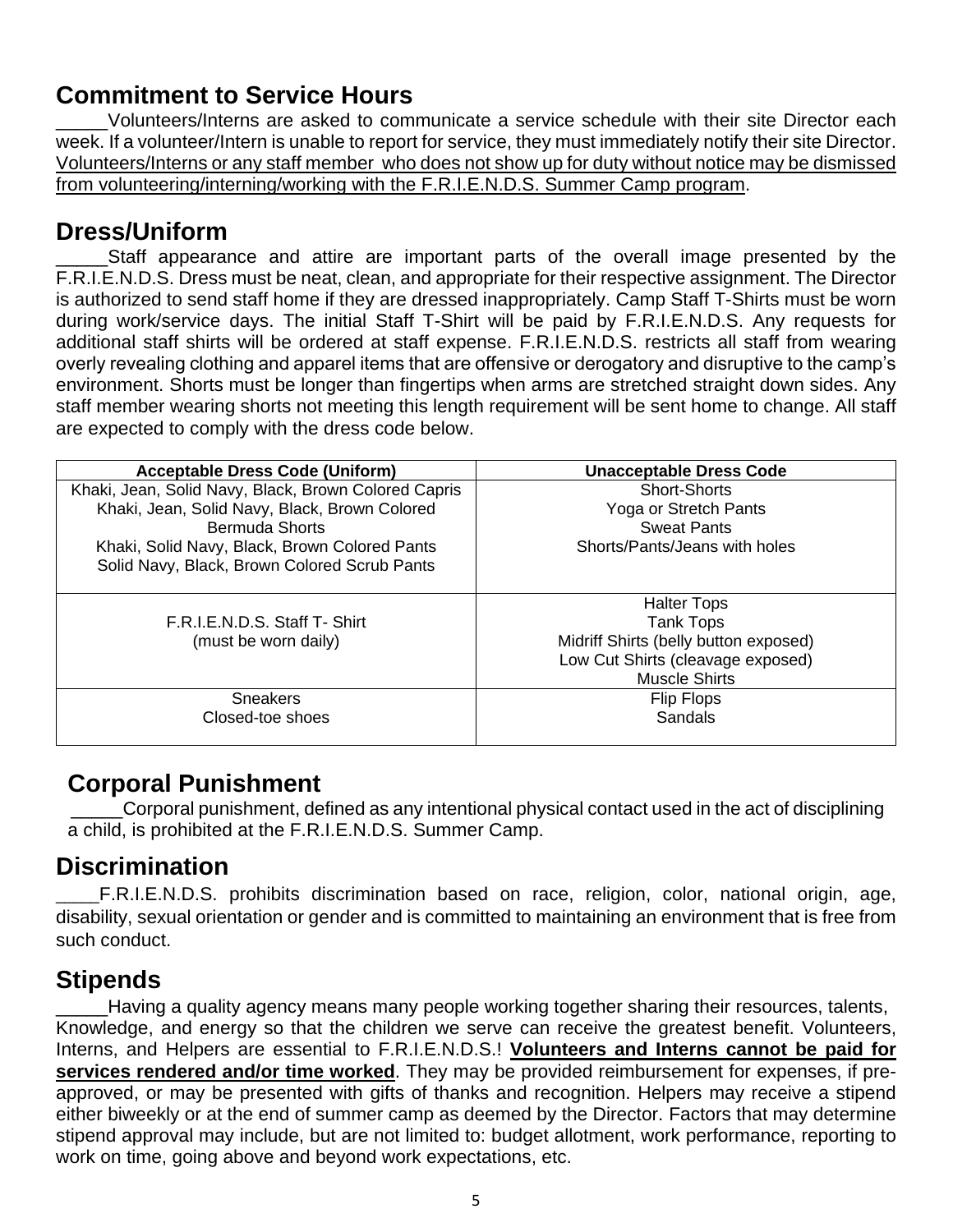## Commitment to Service Hours

_____Volunteers/Interns are asked to communicate a service schedule with their site Director each week. If a volunteer/Intern is unable to report for service, they must immediately notify their site Director. <u>Volunteers/Interns or any staff member who does not show up for duty without notice may be dismissed from volunteering/interning/working with the F.R.I.E.N.D.S. Summer Camp program</u>.

## Dress/Uniform

_____Staff appearance and attire are important parts of the overall image presented by the F.R.I.E.N.D.S. Dress must be neat, clean, and appropriate for their respective assignment. The Director is authorized to send staff home if they are dressed inappropriately. Camp Staff T-Shirts must be worn during work/service days. The initial Staff T-Shirt will be paid by F.R.I.E.N.D.S. Any requests for additional staff shirts will be ordered at staff expense. F.R.I.E.N.D.S. restricts all staff from wearing overly revealing clothing and apparel items that are offensive or derogatory and disruptive to the camp's environment. Shorts must be longer than fingertips when arms are stretched straight down sides. Any staff member wearing shorts not meeting this length requirement will be sent home to change. All staff are expected to comply with the dress code below.

| Acceptable Dress Code (Uniform) | Unacceptable Dress Code |
|---|---|
| Khaki, Jean, Solid Navy, Black, Brown Colored Capris<br>Khaki, Jean, Solid Navy, Black, Brown Colored Bermuda Shorts<br>Khaki, Solid Navy, Black, Brown Colored Pants<br>Solid Navy, Black, Brown Colored Scrub Pants | Short-Shorts<br>Yoga or Stretch Pants<br>Sweat Pants<br>Shorts/Pants/Jeans with holes |
| F.R.I.E.N.D.S. Staff T- Shirt<br>(must be worn daily) | Halter Tops<br>Tank Tops<br>Midriff Shirts (belly button exposed)<br>Low Cut Shirts (cleavage exposed)<br>Muscle Shirts |
| Sneakers<br>Closed-toe shoes | Flip Flops<br>Sandals |

## Corporal Punishment

_____Corporal punishment, defined as any intentional physical contact used in the act of disciplining a child, is prohibited at the F.R.I.E.N.D.S. Summer Camp.

## Discrimination

____F.R.I.E.N.D.S. prohibits discrimination based on race, religion, color, national origin, age, disability, sexual orientation or gender and is committed to maintaining an environment that is free from such conduct.

## Stipends

_____Having a quality agency means many people working together sharing their resources, talents, Knowledge, and energy so that the children we serve can receive the greatest benefit. Volunteers, Interns, and Helpers are essential to F.R.I.E.N.D.S.! **<u>Volunteers and Interns cannot be paid for services rendered and/or time worked</u>**. They may be provided reimbursement for expenses, if pre-approved, or may be presented with gifts of thanks and recognition. Helpers may receive a stipend either biweekly or at the end of summer camp as deemed by the Director. Factors that may determine stipend approval may include, but are not limited to: budget allotment, work performance, reporting to work on time, going above and beyond work expectations, etc.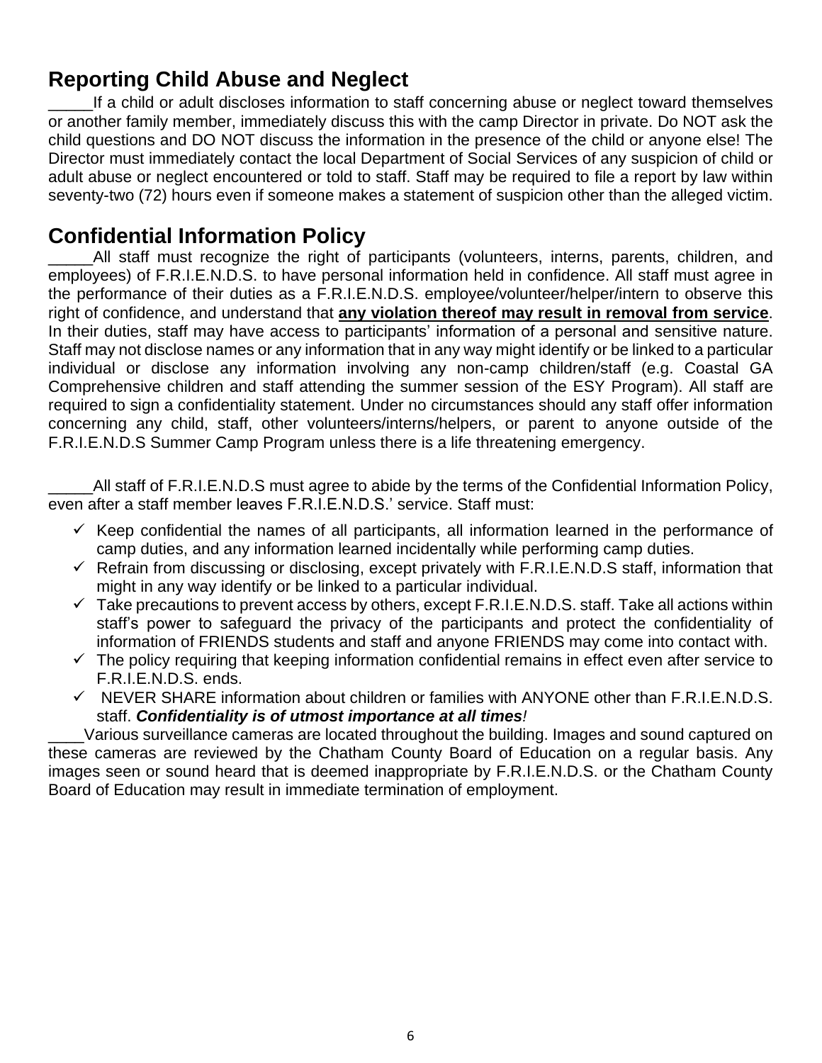## Reporting Child Abuse and Neglect

_____If a child or adult discloses information to staff concerning abuse or neglect toward themselves or another family member, immediately discuss this with the camp Director in private. Do NOT ask the child questions and DO NOT discuss the information in the presence of the child or anyone else! The Director must immediately contact the local Department of Social Services of any suspicion of child or adult abuse or neglect encountered or told to staff. Staff may be required to file a report by law within seventy-two (72) hours even if someone makes a statement of suspicion other than the alleged victim.

## Confidential Information Policy

_____All staff must recognize the right of participants (volunteers, interns, parents, children, and employees) of F.R.I.E.N.D.S. to have personal information held in confidence. All staff must agree in the performance of their duties as a F.R.I.E.N.D.S. employee/volunteer/helper/intern to observe this right of confidence, and understand that **any violation thereof may result in removal from service**. In their duties, staff may have access to participants' information of a personal and sensitive nature. Staff may not disclose names or any information that in any way might identify or be linked to a particular individual or disclose any information involving any non-camp children/staff (e.g. Coastal GA Comprehensive children and staff attending the summer session of the ESY Program). All staff are required to sign a confidentiality statement. Under no circumstances should any staff offer information concerning any child, staff, other volunteers/interns/helpers, or parent to anyone outside of the F.R.I.E.N.D.S Summer Camp Program unless there is a life threatening emergency.

_____All staff of F.R.I.E.N.D.S must agree to abide by the terms of the Confidential Information Policy, even after a staff member leaves F.R.I.E.N.D.S.' service. Staff must:

- ✓ Keep confidential the names of all participants, all information learned in the performance of camp duties, and any information learned incidentally while performing camp duties.
- ✓ Refrain from discussing or disclosing, except privately with F.R.I.E.N.D.S staff, information that might in any way identify or be linked to a particular individual.
- ✓ Take precautions to prevent access by others, except F.R.I.E.N.D.S. staff. Take all actions within staff's power to safeguard the privacy of the participants and protect the confidentiality of information of FRIENDS students and staff and anyone FRIENDS may come into contact with.
- ✓ The policy requiring that keeping information confidential remains in effect even after service to F.R.I.E.N.D.S. ends.
- ✓ NEVER SHARE information about children or families with ANYONE other than F.R.I.E.N.D.S. staff. ***Confidentiality is of utmost importance at all times!***

____Various surveillance cameras are located throughout the building. Images and sound captured on these cameras are reviewed by the Chatham County Board of Education on a regular basis. Any images seen or sound heard that is deemed inappropriate by F.R.I.E.N.D.S. or the Chatham County Board of Education may result in immediate termination of employment.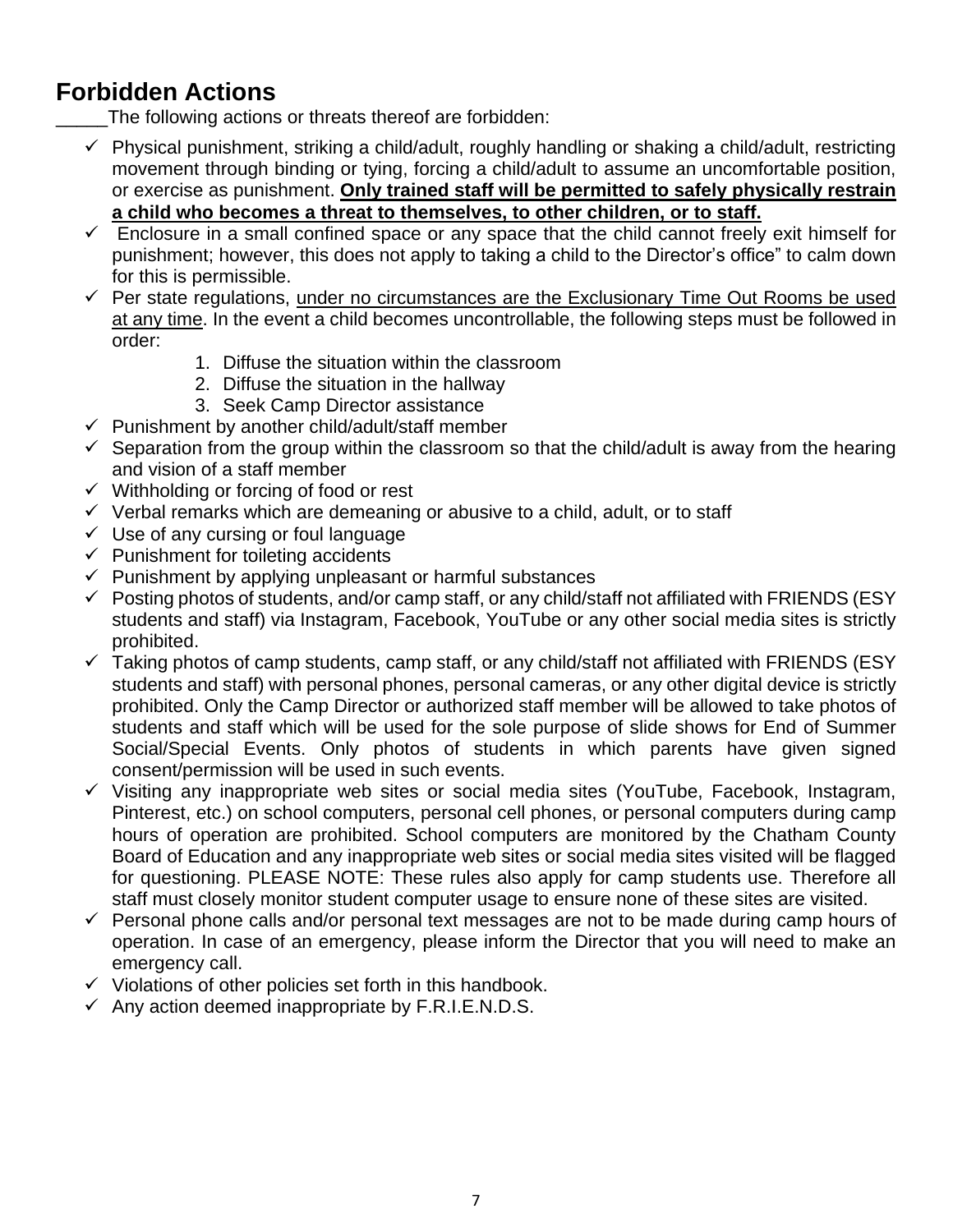## Forbidden Actions

_____The following actions or threats thereof are forbidden:

- ✓ Physical punishment, striking a child/adult, roughly handling or shaking a child/adult, restricting movement through binding or tying, forcing a child/adult to assume an uncomfortable position, or exercise as punishment. **Only trained staff will be permitted to safely physically restrain a child who becomes a threat to themselves, to other children, or to staff.**
- ✓ Enclosure in a small confined space or any space that the child cannot freely exit himself for punishment; however, this does not apply to taking a child to the Director's office" to calm down for this is permissible.
- ✓ Per state regulations, under no circumstances are the Exclusionary Time Out Rooms be used at any time. In the event a child becomes uncontrollable, the following steps must be followed in order:
    1. Diffuse the situation within the classroom
    2. Diffuse the situation in the hallway
    3. Seek Camp Director assistance
- ✓ Punishment by another child/adult/staff member
- ✓ Separation from the group within the classroom so that the child/adult is away from the hearing and vision of a staff member
- ✓ Withholding or forcing of food or rest
- ✓ Verbal remarks which are demeaning or abusive to a child, adult, or to staff
- ✓ Use of any cursing or foul language
- ✓ Punishment for toileting accidents
- ✓ Punishment by applying unpleasant or harmful substances
- ✓ Posting photos of students, and/or camp staff, or any child/staff not affiliated with FRIENDS (ESY students and staff) via Instagram, Facebook, YouTube or any other social media sites is strictly prohibited.
- ✓ Taking photos of camp students, camp staff, or any child/staff not affiliated with FRIENDS (ESY students and staff) with personal phones, personal cameras, or any other digital device is strictly prohibited. Only the Camp Director or authorized staff member will be allowed to take photos of students and staff which will be used for the sole purpose of slide shows for End of Summer Social/Special Events. Only photos of students in which parents have given signed consent/permission will be used in such events.
- ✓ Visiting any inappropriate web sites or social media sites (YouTube, Facebook, Instagram, Pinterest, etc.) on school computers, personal cell phones, or personal computers during camp hours of operation are prohibited. School computers are monitored by the Chatham County Board of Education and any inappropriate web sites or social media sites visited will be flagged for questioning. PLEASE NOTE: These rules also apply for camp students use. Therefore all staff must closely monitor student computer usage to ensure none of these sites are visited.
- ✓ Personal phone calls and/or personal text messages are not to be made during camp hours of operation. In case of an emergency, please inform the Director that you will need to make an emergency call.
- ✓ Violations of other policies set forth in this handbook.
- ✓ Any action deemed inappropriate by F.R.I.E.N.D.S.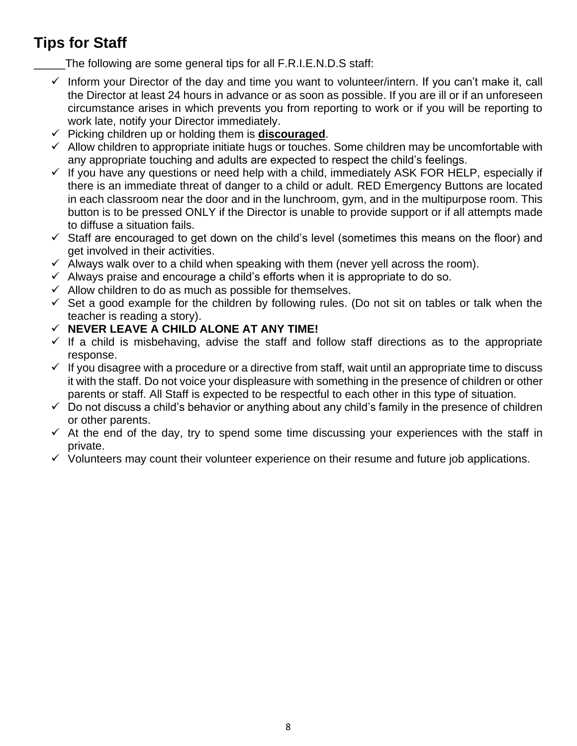## Tips for Staff

_____The following are some general tips for all F.R.I.E.N.D.S staff:

- Inform your Director of the day and time you want to volunteer/intern. If you can't make it, call the Director at least 24 hours in advance or as soon as possible. If you are ill or if an unforeseen circumstance arises in which prevents you from reporting to work or if you will be reporting to work late, notify your Director immediately.
- Picking children up or holding them is **discouraged**.
- Allow children to appropriate initiate hugs or touches. Some children may be uncomfortable with any appropriate touching and adults are expected to respect the child's feelings.
- If you have any questions or need help with a child, immediately ASK FOR HELP, especially if there is an immediate threat of danger to a child or adult. RED Emergency Buttons are located in each classroom near the door and in the lunchroom, gym, and in the multipurpose room. This button is to be pressed ONLY if the Director is unable to provide support or if all attempts made to diffuse a situation fails.
- Staff are encouraged to get down on the child's level (sometimes this means on the floor) and get involved in their activities.
- Always walk over to a child when speaking with them (never yell across the room).
- Always praise and encourage a child's efforts when it is appropriate to do so.
- Allow children to do as much as possible for themselves.
- Set a good example for the children by following rules. (Do not sit on tables or talk when the teacher is reading a story).
- **NEVER LEAVE A CHILD ALONE AT ANY TIME!**
- If a child is misbehaving, advise the staff and follow staff directions as to the appropriate response.
- If you disagree with a procedure or a directive from staff, wait until an appropriate time to discuss it with the staff. Do not voice your displeasure with something in the presence of children or other parents or staff. All Staff is expected to be respectful to each other in this type of situation.
- Do not discuss a child's behavior or anything about any child's family in the presence of children or other parents.
- At the end of the day, try to spend some time discussing your experiences with the staff in private.
- Volunteers may count their volunteer experience on their resume and future job applications.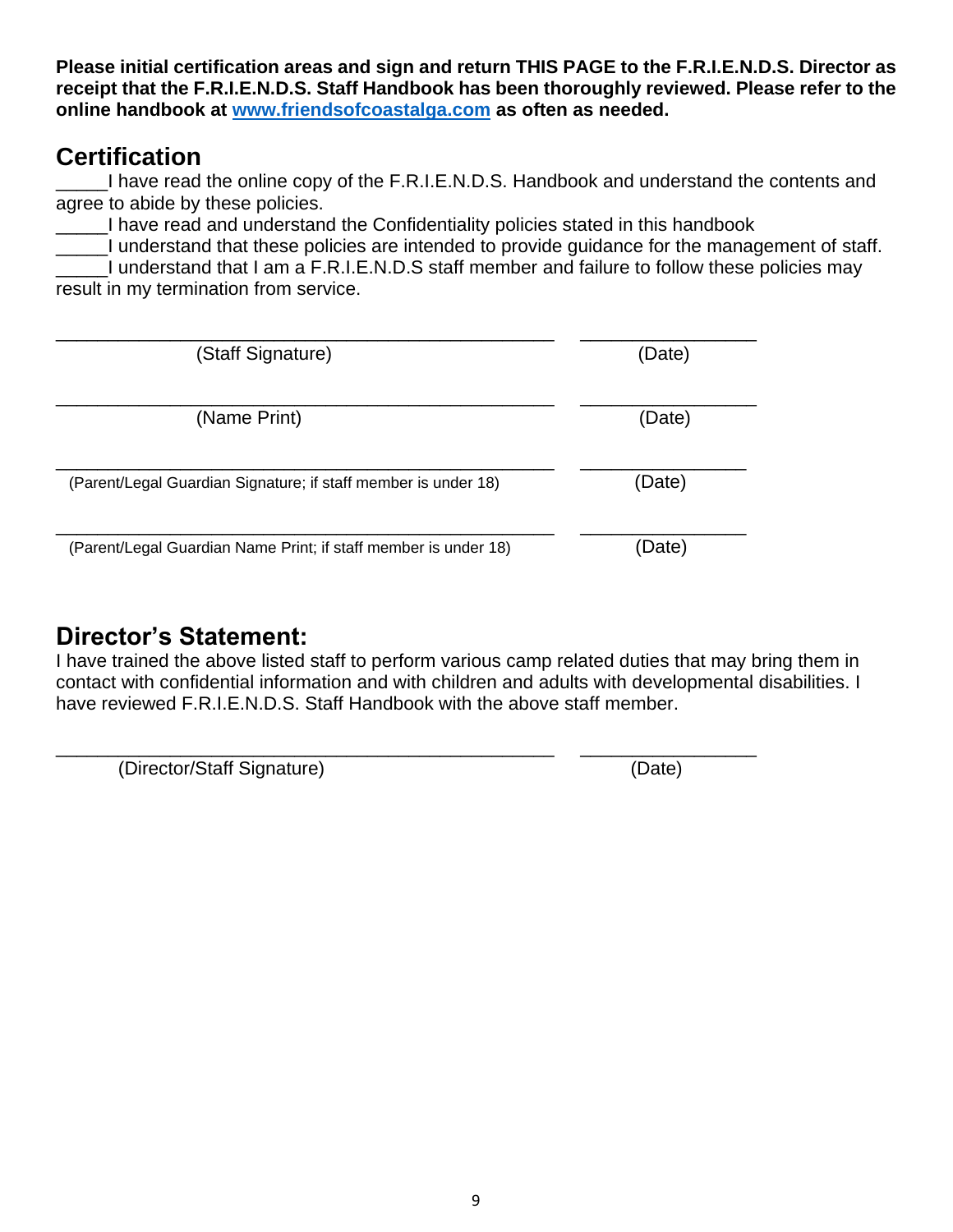**Please initial certification areas and sign and return THIS PAGE to the F.R.I.E.N.D.S. Director as receipt that the F.R.I.E.N.D.S. Staff Handbook has been thoroughly reviewed. Please refer to the online handbook at [www.friendsofcoastalga.com](www.friendsofcoastalga.com) as often as needed.**

## Certification

_____I have read the online copy of the F.R.I.E.N.D.S. Handbook and understand the contents and agree to abide by these policies.

_____I have read and understand the Confidentiality policies stated in this handbook

_____I understand that these policies are intended to provide guidance for the management of staff.

_____I understand that I am a F.R.I.E.N.D.S staff member and failure to follow these policies may result in my termination from service.

_________________________________________________ ________________
(Staff Signature) (Date)

_________________________________________________ ________________
(Name Print) (Date)

_________________________________________________ ________________
(Parent/Legal Guardian Signature; if staff member is under 18) (Date)

_________________________________________________ ________________
(Parent/Legal Guardian Name Print; if staff member is under 18) (Date)

## Director's Statement:

I have trained the above listed staff to perform various camp related duties that may bring them in contact with confidential information and with children and adults with developmental disabilities. I have reviewed F.R.I.E.N.D.S. Staff Handbook with the above staff member.

_________________________________________________ ________________
(Director/Staff Signature) (Date)